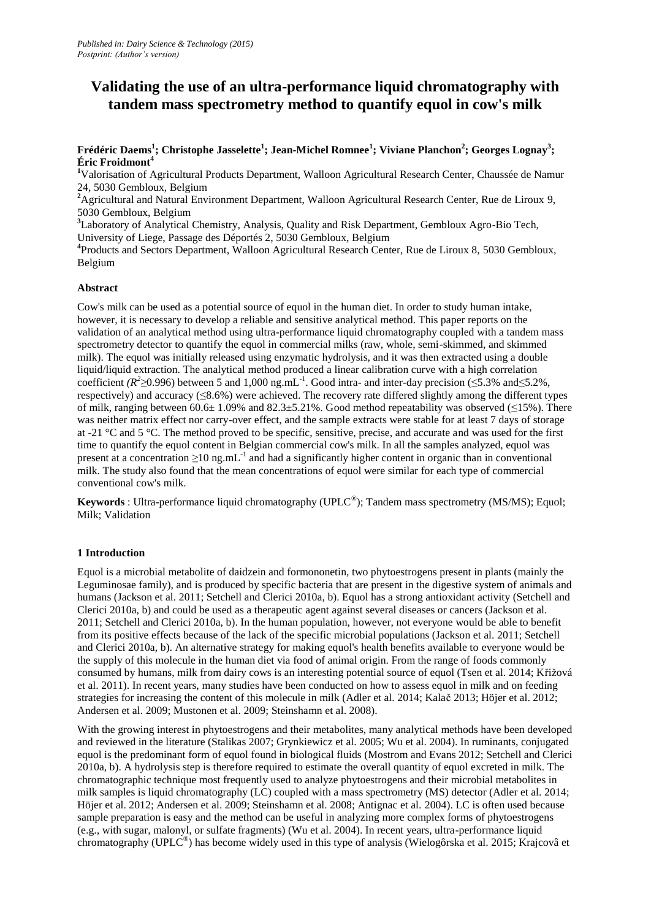*Published in: Dairy Science & Technology (2015)*
*Postprint: (Author's version)*

# Validating the use of an ultra-performance liquid chromatography with tandem mass spectrometry method to quantify equol in cow's milk

**Frédéric Daems[1]; Christophe Jasselette[1]; Jean-Michel Romnee[1]; Viviane Planchon[2]; Georges Lognay[3]; Éric Froidmont[4]**

[1]Valorisation of Agricultural Products Department, Walloon Agricultural Research Center, Chaussée de Namur 24, 5030 Gembloux, Belgium

[2]Agricultural and Natural Environment Department, Walloon Agricultural Research Center, Rue de Liroux 9, 5030 Gembloux, Belgium

[3]Laboratory of Analytical Chemistry, Analysis, Quality and Risk Department, Gembloux Agro-Bio Tech, University of Liege, Passage des Déportés 2, 5030 Gembloux, Belgium

[4]Products and Sectors Department, Walloon Agricultural Research Center, Rue de Liroux 8, 5030 Gembloux, Belgium

**Abstract**

Cow's milk can be used as a potential source of equol in the human diet. In order to study human intake, however, it is necessary to develop a reliable and sensitive analytical method. This paper reports on the validation of an analytical method using ultra-performance liquid chromatography coupled with a tandem mass spectrometry detector to quantify the equol in commercial milks (raw, whole, semi-skimmed, and skimmed milk). The equol was initially released using enzymatic hydrolysis, and it was then extracted using a double liquid/liquid extraction. The analytical method produced a linear calibration curve with a high correlation coefficient ($R^2 \geq 0.996$) between 5 and 1,000 $ng.mL^{-1}$. Good intra- and inter-day precision (≤5.3% and≤5.2%, respectively) and accuracy (≤8.6%) were achieved. The recovery rate differed slightly among the different types of milk, ranging between 60.6± 1.09% and 82.3±5.21%. Good method repeatability was observed (≤15%). There was neither matrix effect nor carry-over effect, and the sample extracts were stable for at least 7 days of storage at -21 °C and 5 °C. The method proved to be specific, sensitive, precise, and accurate and was used for the first time to quantify the equol content in Belgian commercial cow's milk. In all the samples analyzed, equol was present at a concentration ≥10 $ng.mL^{-1}$ and had a significantly higher content in organic than in conventional milk. The study also found that the mean concentrations of equol were similar for each type of commercial conventional cow's milk.

**Keywords** : Ultra-performance liquid chromatography (UPLC®); Tandem mass spectrometry (MS/MS); Equol; Milk; Validation

## 1 Introduction

Equol is a microbial metabolite of daidzein and formononetin, two phytoestrogens present in plants (mainly the Leguminosae family), and is produced by specific bacteria that are present in the digestive system of animals and humans (Jackson et al. 2011; Setchell and Clerici 2010a, b). Equol has a strong antioxidant activity (Setchell and Clerici 2010a, b) and could be used as a therapeutic agent against several diseases or cancers (Jackson et al. 2011; Setchell and Clerici 2010a, b). In the human population, however, not everyone would be able to benefit from its positive effects because of the lack of the specific microbial populations (Jackson et al. 2011; Setchell and Clerici 2010a, b). An alternative strategy for making equol's health benefits available to everyone would be the supply of this molecule in the human diet via food of animal origin. From the range of foods commonly consumed by humans, milk from dairy cows is an interesting potential source of equol (Tsen et al. 2014; Křižová et al. 2011). In recent years, many studies have been conducted on how to assess equol in milk and on feeding strategies for increasing the content of this molecule in milk (Adler et al. 2014; Kalač 2013; Höjer et al. 2012; Andersen et al. 2009; Mustonen et al. 2009; Steinshamn et al. 2008).

With the growing interest in phytoestrogens and their metabolites, many analytical methods have been developed and reviewed in the literature (Stalikas 2007; Grynkiewicz et al. 2005; Wu et al. 2004). In ruminants, conjugated equol is the predominant form of equol found in biological fluids (Mostrom and Evans 2012; Setchell and Clerici 2010a, b). A hydrolysis step is therefore required to estimate the overall quantity of equol excreted in milk. The chromatographic technique most frequently used to analyze phytoestrogens and their microbial metabolites in milk samples is liquid chromatography (LC) coupled with a mass spectrometry (MS) detector (Adler et al. 2014; Höjer et al. 2012; Andersen et al. 2009; Steinshamn et al. 2008; Antignac et al. 2004). LC is often used because sample preparation is easy and the method can be useful in analyzing more complex forms of phytoestrogens (e.g., with sugar, malonyl, or sulfate fragments) (Wu et al. 2004). In recent years, ultra-performance liquid chromatography (UPLC®) has become widely used in this type of analysis (Wielogôrska et al. 2015; Krajcovâ et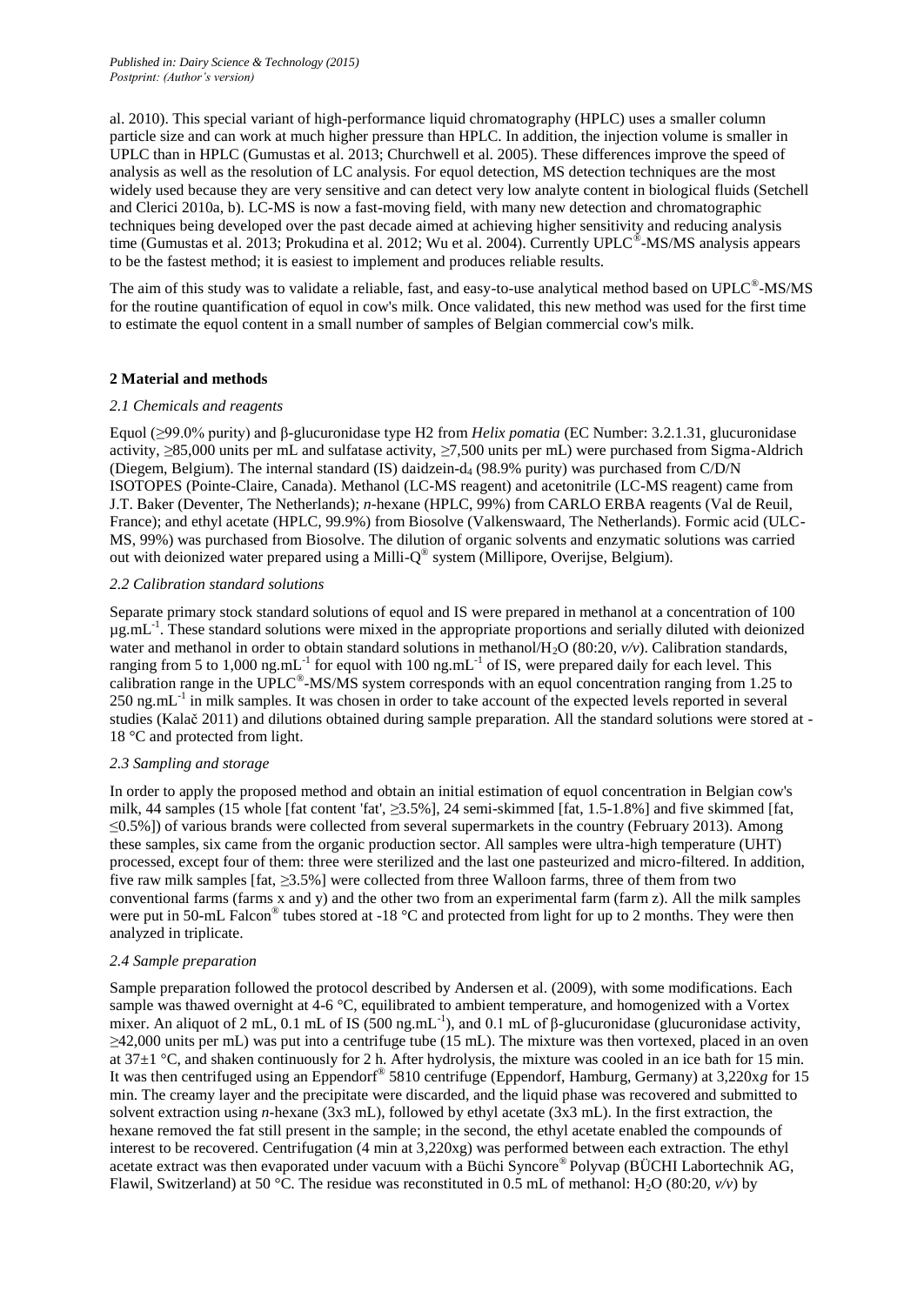al. 2010). This special variant of high-performance liquid chromatography (HPLC) uses a smaller column particle size and can work at much higher pressure than HPLC. In addition, the injection volume is smaller in UPLC than in HPLC (Gumustas et al. 2013; Churchwell et al. 2005). These differences improve the speed of analysis as well as the resolution of LC analysis. For equol detection, MS detection techniques are the most widely used because they are very sensitive and can detect very low analyte content in biological fluids (Setchell and Clerici 2010a, b). LC-MS is now a fast-moving field, with many new detection and chromatographic techniques being developed over the past decade aimed at achieving higher sensitivity and reducing analysis time (Gumustas et al. 2013; Prokudina et al. 2012; Wu et al. 2004). Currently UPLC®-MS/MS analysis appears to be the fastest method; it is easiest to implement and produces reliable results.

The aim of this study was to validate a reliable, fast, and easy-to-use analytical method based on UPLC®-MS/MS for the routine quantification of equol in cow's milk. Once validated, this new method was used for the first time to estimate the equol content in a small number of samples of Belgian commercial cow's milk.

## 2 Material and methods

### *2.1 Chemicals and reagents*

Equol (≥99.0% purity) and β-glucuronidase type H2 from *Helix pomatia* (EC Number: 3.2.1.31, glucuronidase activity, ≥85,000 units per mL and sulfatase activity, ≥7,500 units per mL) were purchased from Sigma-Aldrich (Diegem, Belgium). The internal standard (IS) daidzein-$d_4$ (98.9% purity) was purchased from C/D/N ISOTOPES (Pointe-Claire, Canada). Methanol (LC-MS reagent) and acetonitrile (LC-MS reagent) came from J.T. Baker (Deventer, The Netherlands); *n*-hexane (HPLC, 99%) from CARLO ERBA reagents (Val de Reuil, France); and ethyl acetate (HPLC, 99.9%) from Biosolve (Valkenswaard, The Netherlands). Formic acid (ULC-MS, 99%) was purchased from Biosolve. The dilution of organic solvents and enzymatic solutions was carried out with deionized water prepared using a Milli-Q® system (Millipore, Overijse, Belgium).

### *2.2 Calibration standard solutions*

Separate primary stock standard solutions of equol and IS were prepared in methanol at a concentration of 100 µg.mL$^{-1}$. These standard solutions were mixed in the appropriate proportions and serially diluted with deionized water and methanol in order to obtain standard solutions in methanol/$H_2O$ (80:20, *v/v*). Calibration standards, ranging from 5 to 1,000 ng.mL$^{-1}$ for equol with 100 ng.mL$^{-1}$ of IS, were prepared daily for each level. This calibration range in the UPLC®-MS/MS system corresponds with an equol concentration ranging from 1.25 to 250 ng.mL$^{-1}$ in milk samples. It was chosen in order to take account of the expected levels reported in several studies (Kalač 2011) and dilutions obtained during sample preparation. All the standard solutions were stored at -18 °C and protected from light.

### *2.3 Sampling and storage*

In order to apply the proposed method and obtain an initial estimation of equol concentration in Belgian cow's milk, 44 samples (15 whole [fat content 'fat', ≥3.5%], 24 semi-skimmed [fat, 1.5-1.8%] and five skimmed [fat, ≤0.5%]) of various brands were collected from several supermarkets in the country (February 2013). Among these samples, six came from the organic production sector. All samples were ultra-high temperature (UHT) processed, except four of them: three were sterilized and the last one pasteurized and micro-filtered. In addition, five raw milk samples [fat, ≥3.5%] were collected from three Walloon farms, three of them from two conventional farms (farms x and y) and the other two from an experimental farm (farm z). All the milk samples were put in 50-mL Falcon® tubes stored at -18 °C and protected from light for up to 2 months. They were then analyzed in triplicate.

### *2.4 Sample preparation*

Sample preparation followed the protocol described by Andersen et al. (2009), with some modifications. Each sample was thawed overnight at 4-6 °C, equilibrated to ambient temperature, and homogenized with a Vortex mixer. An aliquot of 2 mL, 0.1 mL of IS (500 ng.mL$^{-1}$), and 0.1 mL of β-glucuronidase (glucuronidase activity, ≥42,000 units per mL) was put into a centrifuge tube (15 mL). The mixture was then vortexed, placed in an oven at 37±1 °C, and shaken continuously for 2 h. After hydrolysis, the mixture was cooled in an ice bath for 15 min. It was then centrifuged using an Eppendorf® 5810 centrifuge (Eppendorf, Hamburg, Germany) at 3,220x*g* for 15 min. The creamy layer and the precipitate were discarded, and the liquid phase was recovered and submitted to solvent extraction using *n*-hexane (3x3 mL), followed by ethyl acetate (3x3 mL). In the first extraction, the hexane removed the fat still present in the sample; in the second, the ethyl acetate enabled the compounds of interest to be recovered. Centrifugation (4 min at 3,220xg) was performed between each extraction. The ethyl acetate extract was then evaporated under vacuum with a Büchi Syncore® Polyvap (BÜCHI Labortechnik AG, Flawil, Switzerland) at 50 °C. The residue was reconstituted in 0.5 mL of methanol: $H_2O$ (80:20, *v/v*) by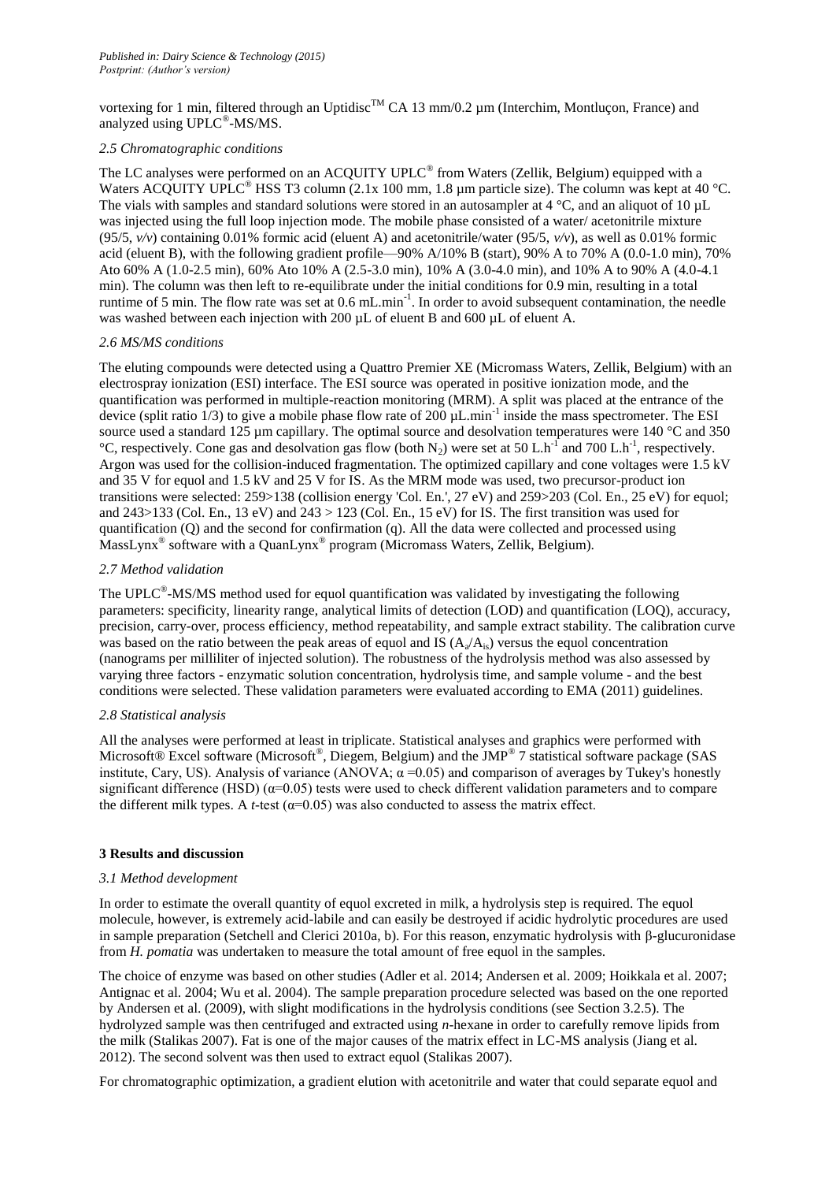vortexing for 1 min, filtered through an Uptidisc™ CA 13 mm/0.2 µm (Interchim, Montluçon, France) and analyzed using UPLC®-MS/MS.

### *2.5 Chromatographic conditions*

The LC analyses were performed on an ACQUITY UPLC® from Waters (Zellik, Belgium) equipped with a Waters ACQUITY UPLC® HSS T3 column (2.1x 100 mm, 1.8 µm particle size). The column was kept at 40 °C. The vials with samples and standard solutions were stored in an autosampler at 4 °C, and an aliquot of 10 µL was injected using the full loop injection mode. The mobile phase consisted of a water/ acetonitrile mixture (95/5, *v/v*) containing 0.01% formic acid (eluent A) and acetonitrile/water (95/5, *v/v*), as well as 0.01% formic acid (eluent B), with the following gradient profile—90% A/10% B (start), 90% A to 70% A (0.0-1.0 min), 70% Ato 60% A (1.0-2.5 min), 60% Ato 10% A (2.5-3.0 min), 10% A (3.0-4.0 min), and 10% A to 90% A (4.0-4.1 min). The column was then left to re-equilibrate under the initial conditions for 0.9 min, resulting in a total runtime of 5 min. The flow rate was set at 0.6 mL.min$^{-1}$. In order to avoid subsequent contamination, the needle was washed between each injection with 200 µL of eluent B and 600 µL of eluent A.

### *2.6 MS/MS conditions*

The eluting compounds were detected using a Quattro Premier XE (Micromass Waters, Zellik, Belgium) with an electrospray ionization (ESI) interface. The ESI source was operated in positive ionization mode, and the quantification was performed in multiple-reaction monitoring (MRM). A split was placed at the entrance of the device (split ratio 1/3) to give a mobile phase flow rate of 200 µL.min$^{-1}$ inside the mass spectrometer. The ESI source used a standard 125 µm capillary. The optimal source and desolvation temperatures were 140 °C and 350 °C, respectively. Cone gas and desolvation gas flow (both $N_2$) were set at 50 L.h$^{-1}$ and 700 L.h$^{-1}$, respectively. Argon was used for the collision-induced fragmentation. The optimized capillary and cone voltages were 1.5 kV and 35 V for equol and 1.5 kV and 25 V for IS. As the MRM mode was used, two precursor-product ion transitions were selected: 259>138 (collision energy 'Col. En.', 27 eV) and 259>203 (Col. En., 25 eV) for equol; and 243>133 (Col. En., 13 eV) and 243 > 123 (Col. En., 15 eV) for IS. The first transition was used for quantification (Q) and the second for confirmation (q). All the data were collected and processed using MassLynx® software with a QuanLynx® program (Micromass Waters, Zellik, Belgium).

### *2.7 Method validation*

The UPLC®-MS/MS method used for equol quantification was validated by investigating the following parameters: specificity, linearity range, analytical limits of detection (LOD) and quantification (LOQ), accuracy, precision, carry-over, process efficiency, method repeatability, and sample extract stability. The calibration curve was based on the ratio between the peak areas of equol and IS ($A_a/A_{is}$) versus the equol concentration (nanograms per milliliter of injected solution). The robustness of the hydrolysis method was also assessed by varying three factors - enzymatic solution concentration, hydrolysis time, and sample volume - and the best conditions were selected. These validation parameters were evaluated according to EMA (2011) guidelines.

### *2.8 Statistical analysis*

All the analyses were performed at least in triplicate. Statistical analyses and graphics were performed with Microsoft® Excel software (Microsoft®, Diegem, Belgium) and the JMP® 7 statistical software package (SAS institute, Cary, US). Analysis of variance (ANOVA; $\alpha = 0.05$) and comparison of averages by Tukey's honestly significant difference (HSD) ($\alpha$=0.05) tests were used to check different validation parameters and to compare the different milk types. A *t*-test ($\alpha$=0.05) was also conducted to assess the matrix effect.

## 3 Results and discussion

### *3.1 Method development*

In order to estimate the overall quantity of equol excreted in milk, a hydrolysis step is required. The equol molecule, however, is extremely acid-labile and can easily be destroyed if acidic hydrolytic procedures are used in sample preparation (Setchell and Clerici 2010a, b). For this reason, enzymatic hydrolysis with β-glucuronidase from *H. pomatia* was undertaken to measure the total amount of free equol in the samples.

The choice of enzyme was based on other studies (Adler et al. 2014; Andersen et al. 2009; Hoikkala et al. 2007; Antignac et al. 2004; Wu et al. 2004). The sample preparation procedure selected was based on the one reported by Andersen et al. (2009), with slight modifications in the hydrolysis conditions (see Section 3.2.5). The hydrolyzed sample was then centrifuged and extracted using *n*-hexane in order to carefully remove lipids from the milk (Stalikas 2007). Fat is one of the major causes of the matrix effect in LC-MS analysis (Jiang et al. 2012). The second solvent was then used to extract equol (Stalikas 2007).

For chromatographic optimization, a gradient elution with acetonitrile and water that could separate equol and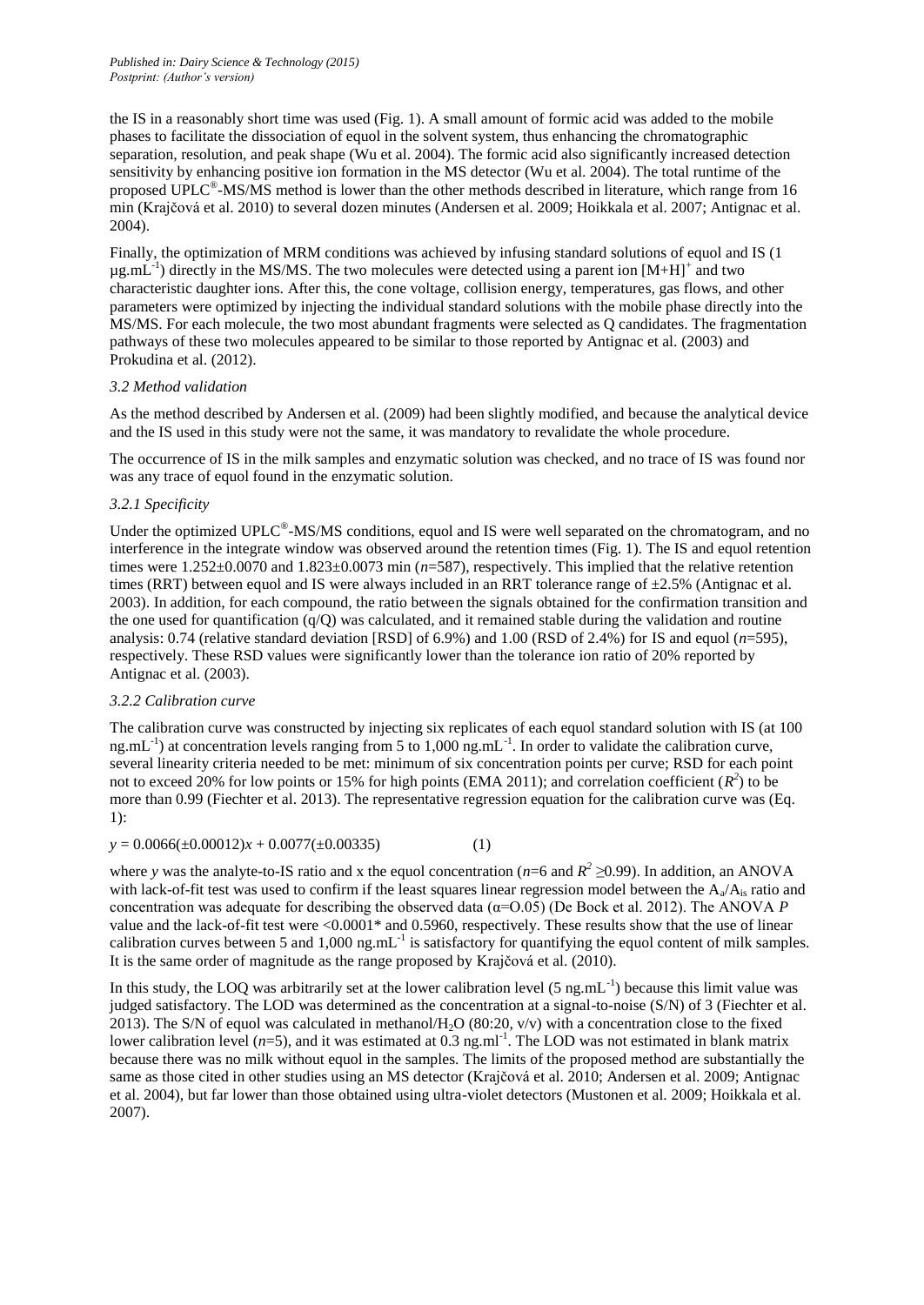the IS in a reasonably short time was used (Fig. 1). A small amount of formic acid was added to the mobile phases to facilitate the dissociation of equol in the solvent system, thus enhancing the chromatographic separation, resolution, and peak shape (Wu et al. 2004). The formic acid also significantly increased detection sensitivity by enhancing positive ion formation in the MS detector (Wu et al. 2004). The total runtime of the proposed UPLC®-MS/MS method is lower than the other methods described in literature, which range from 16 min (Krajčová et al. 2010) to several dozen minutes (Andersen et al. 2009; Hoikkala et al. 2007; Antignac et al. 2004).

Finally, the optimization of MRM conditions was achieved by infusing standard solutions of equol and IS (1 $\mu g.mL^{-1}$) directly in the MS/MS. The two molecules were detected using a parent ion $[M+H]^+$ and two characteristic daughter ions. After this, the cone voltage, collision energy, temperatures, gas flows, and other parameters were optimized by injecting the individual standard solutions with the mobile phase directly into the MS/MS. For each molecule, the two most abundant fragments were selected as Q candidates. The fragmentation pathways of these two molecules appeared to be similar to those reported by Antignac et al. (2003) and Prokudina et al. (2012).

### *3.2 Method validation*

As the method described by Andersen et al. (2009) had been slightly modified, and because the analytical device and the IS used in this study were not the same, it was mandatory to revalidate the whole procedure.

The occurrence of IS in the milk samples and enzymatic solution was checked, and no trace of IS was found nor was any trace of equol found in the enzymatic solution.

#### *3.2.1 Specificity*

Under the optimized UPLC®-MS/MS conditions, equol and IS were well separated on the chromatogram, and no interference in the integrate window was observed around the retention times (Fig. 1). The IS and equol retention times were 1.252±0.0070 and 1.823±0.0073 min ($n$=587), respectively. This implied that the relative retention times (RRT) between equol and IS were always included in an RRT tolerance range of ±2.5% (Antignac et al. 2003). In addition, for each compound, the ratio between the signals obtained for the confirmation transition and the one used for quantification (q/Q) was calculated, and it remained stable during the validation and routine analysis: 0.74 (relative standard deviation [RSD] of 6.9%) and 1.00 (RSD of 2.4%) for IS and equol ($n$=595), respectively. These RSD values were significantly lower than the tolerance ion ratio of 20% reported by Antignac et al. (2003).

#### *3.2.2 Calibration curve*

The calibration curve was constructed by injecting six replicates of each equol standard solution with IS (at 100 $ng.mL^{-1}$) at concentration levels ranging from 5 to 1,000 $ng.mL^{-1}$. In order to validate the calibration curve, several linearity criteria needed to be met: minimum of six concentration points per curve; RSD for each point not to exceed 20% for low points or 15% for high points (EMA 2011); and correlation coefficient ($R^2$) to be more than 0.99 (Fiechter et al. 2013). The representative regression equation for the calibration curve was (Eq. 1):

$$y = 0.0066(\pm 0.00012)x + 0.0077(\pm 0.00335) \qquad (1)$$

where $y$ was the analyte-to-IS ratio and x the equol concentration ($n$=6 and $R^2 \geq 0.99$). In addition, an ANOVA with lack-of-fit test was used to confirm if the least squares linear regression model between the $A_a/A_{is}$ ratio and concentration was adequate for describing the observed data ($\alpha$=O.05) (De Bock et al. 2012). The ANOVA $P$ value and the lack-of-fit test were <0.0001* and 0.5960, respectively. These results show that the use of linear calibration curves between 5 and 1,000 $ng.mL^{-1}$ is satisfactory for quantifying the equol content of milk samples. It is the same order of magnitude as the range proposed by Krajčová et al. (2010).

In this study, the LOQ was arbitrarily set at the lower calibration level (5 $ng.mL^{-1}$) because this limit value was judged satisfactory. The LOD was determined as the concentration at a signal-to-noise (S/N) of 3 (Fiechter et al. 2013). The S/N of equol was calculated in methanol/$H_2O$ (80:20, v/v) with a concentration close to the fixed lower calibration level ($n$=5), and it was estimated at 0.3 $ng.ml^{-1}$. The LOD was not estimated in blank matrix because there was no milk without equol in the samples. The limits of the proposed method are substantially the same as those cited in other studies using an MS detector (Krajčová et al. 2010; Andersen et al. 2009; Antignac et al. 2004), but far lower than those obtained using ultra-violet detectors (Mustonen et al. 2009; Hoikkala et al. 2007).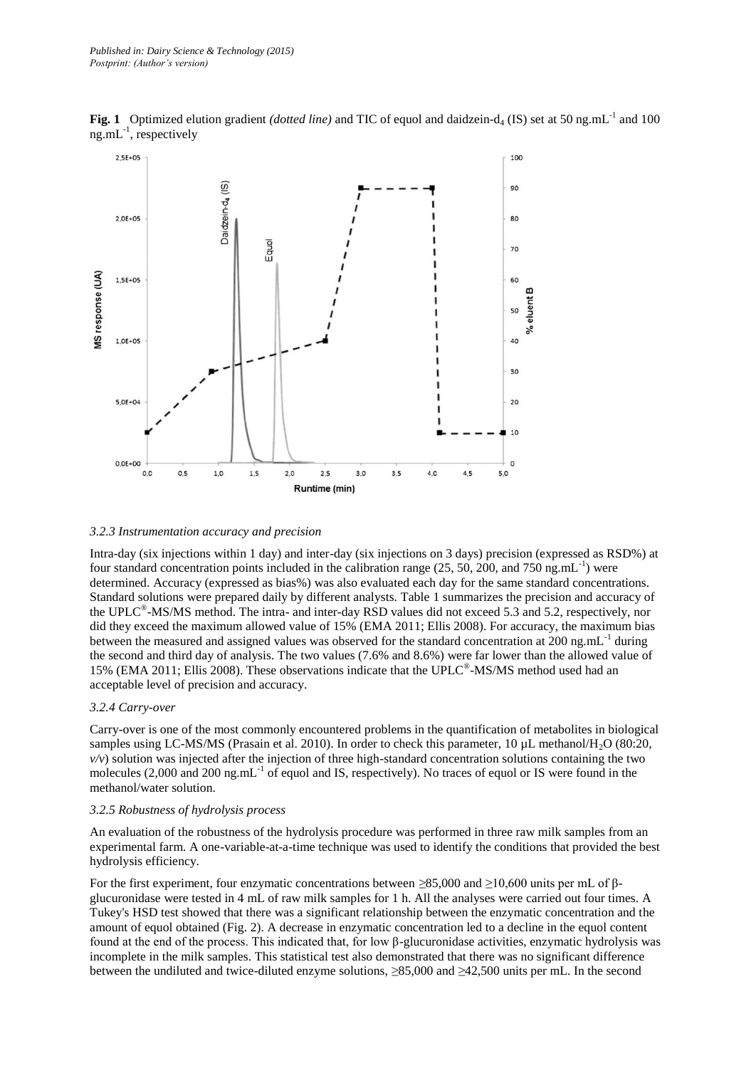**Fig. 1** Optimized elution gradient *(dotted line)* and TIC of equol and daidzein-$d_4$ (IS) set at 50 ng.mL$^{-1}$ and 100 ng.mL$^{-1}$, respectively

### 3.2.3 Instrumentation accuracy and precision

Intra-day (six injections within 1 day) and inter-day (six injections on 3 days) precision (expressed as RSD%) at four standard concentration points included in the calibration range (25, 50, 200, and 750 ng.mL$^{-1}$) were determined. Accuracy (expressed as bias%) was also evaluated each day for the same standard concentrations. Standard solutions were prepared daily by different analysts. Table 1 summarizes the precision and accuracy of the UPLC®-MS/MS method. The intra- and inter-day RSD values did not exceed 5.3 and 5.2, respectively, nor did they exceed the maximum allowed value of 15% (EMA 2011; Ellis 2008). For accuracy, the maximum bias between the measured and assigned values was observed for the standard concentration at 200 ng.mL$^{-1}$ during the second and third day of analysis. The two values (7.6% and 8.6%) were far lower than the allowed value of 15% (EMA 2011; Ellis 2008). These observations indicate that the UPLC®-MS/MS method used had an acceptable level of precision and accuracy.

### 3.2.4 Carry-over

Carry-over is one of the most commonly encountered problems in the quantification of metabolites in biological samples using LC-MS/MS (Prasain et al. 2010). In order to check this parameter, 10 µL methanol/$H_2O$ (80:20, *v/v*) solution was injected after the injection of three high-standard concentration solutions containing the two molecules (2,000 and 200 ng.mL$^{-1}$ of equol and IS, respectively). No traces of equol or IS were found in the methanol/water solution.

### 3.2.5 Robustness of hydrolysis process

An evaluation of the robustness of the hydrolysis procedure was performed in three raw milk samples from an experimental farm. A one-variable-at-a-time technique was used to identify the conditions that provided the best hydrolysis efficiency.

For the first experiment, four enzymatic concentrations between ≥85,000 and ≥10,600 units per mL of β-glucuronidase were tested in 4 mL of raw milk samples for 1 h. All the analyses were carried out four times. A Tukey's HSD test showed that there was a significant relationship between the enzymatic concentration and the amount of equol obtained (Fig. 2). A decrease in enzymatic concentration led to a decline in the equol content found at the end of the process. This indicated that, for low β-glucuronidase activities, enzymatic hydrolysis was incomplete in the milk samples. This statistical test also demonstrated that there was no significant difference between the undiluted and twice-diluted enzyme solutions, ≥85,000 and ≥42,500 units per mL. In the second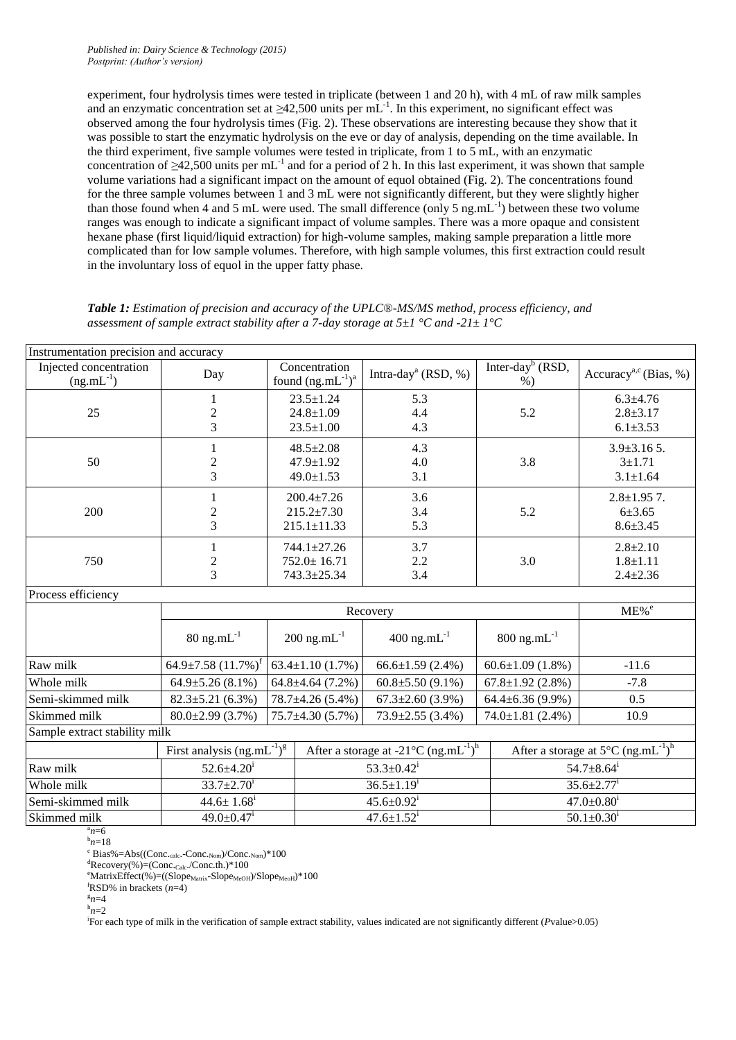experiment, four hydrolysis times were tested in triplicate (between 1 and 20 h), with 4 mL of raw milk samples and an enzymatic concentration set at ≥42,500 units per $mL^{-1}$. In this experiment, no significant effect was observed among the four hydrolysis times (Fig. 2). These observations are interesting because they show that it was possible to start the enzymatic hydrolysis on the eve or day of analysis, depending on the time available. In the third experiment, five sample volumes were tested in triplicate, from 1 to 5 mL, with an enzymatic concentration of ≥42,500 units per $mL^{-1}$ and for a period of 2 h. In this last experiment, it was shown that sample volume variations had a significant impact on the amount of equol obtained (Fig. 2). The concentrations found for the three sample volumes between 1 and 3 mL were not significantly different, but they were slightly higher than those found when 4 and 5 mL were used. The small difference (only 5 $ng.mL^{-1}$) between these two volume ranges was enough to indicate a significant impact of volume samples. There was a more opaque and consistent hexane phase (first liquid/liquid extraction) for high-volume samples, making sample preparation a little more complicated than for low sample volumes. Therefore, with high sample volumes, this first extraction could result in the involuntary loss of equol in the upper fatty phase.

***Table 1:** Estimation of precision and accuracy of the UPLC®-MS/MS method, process efficiency, and assessment of sample extract stability after a 7-day storage at 5±1 °C and -21± 1°C*

| Instrumentation precision and accuracy | | | | | |
|---|---|---|---|---|---|
| Injected concentration ($ng.mL^{-1}$) | Day | Concentration found ($ng.mL^{-1}$)[a] | Intra-day[a] (RSD, %) | Inter-day[b] (RSD, %) | Accuracy[a,c] (Bias, %) |
| 25 | 1<br>2<br>3 | 23.5±1.24<br>24.8±1.09<br>23.5±1.00 | 5.3<br>4.4<br>4.3 | 5.2 | 6.3±4.76<br>2.8±3.17<br>6.1±3.53 |
| 50 | 1<br>2<br>3 | 48.5±2.08<br>47.9±1.92<br>49.0±1.53 | 4.3<br>4.0<br>3.1 | 3.8 | 3.9±3.16 5.<br>3±1.71<br>3.1±1.64 |
| 200 | 1<br>2<br>3 | 200.4±7.26<br>215.2±7.30<br>215.1±11.33 | 3.6<br>3.4<br>5.3 | 5.2 | 2.8±1.95 7.<br>6±3.65<br>8.6±3.45 |
| 750 | 1<br>2<br>3 | 744.1±27.26<br>752.0± 16.71<br>743.3±25.34 | 3.7<br>2.2<br>3.4 | 3.0 | 2.8±2.10<br>1.8±1.11<br>2.4±2.36 |
| Process efficiency | | | | | |
| | Recovery | | | | ME%[e] |
| | 80 $ng.mL^{-1}$ | 200 $ng.mL^{-1}$ | 400 $ng.mL^{-1}$ | 800 $ng.mL^{-1}$ | |
| Raw milk | 64.9±7.58 (11.7%)[f] | 63.4±1.10 (1.7%) | 66.6±1.59 (2.4%) | 60.6±1.09 (1.8%) | -11.6 |
| Whole milk | 64.9±5.26 (8.1%) | 64.8±4.64 (7.2%) | 60.8±5.50 (9.1%) | 67.8±1.92 (2.8%) | -7.8 |
| Semi-skimmed milk | 82.3±5.21 (6.3%) | 78.7±4.26 (5.4%) | 67.3±2.60 (3.9%) | 64.4±6.36 (9.9%) | 0.5 |
| Skimmed milk | 80.0±2.99 (3.7%) | 75.7±4.30 (5.7%) | 73.9±2.55 (3.4%) | 74.0±1.81 (2.4%) | 10.9 |
| Sample extract stability milk | | | | | |
| | First analysis ($ng.mL^{-1}$)[g] | After a storage at -21°C ($ng.mL^{-1}$)[h] | | After a storage at 5°C ($ng.mL^{-1}$)[h] | |
| Raw milk | 52.6±4.20[i] | 53.3±0.42[i] | | 54.7±8.64[i] | |
| Whole milk | 33.7±2.70[i] | 36.5±1.19[i] | | 35.6±2.77[i] | |
| Semi-skimmed milk | 44.6± 1.68[i] | 45.6±0.92[i] | | 47.0±0.80[i] | |
| Skimmed milk | 49.0±0.47[i] | 47.6±1.52[i] | | 50.1±0.30[i] | |

[a] $n$=6
[b] $n$=18
[c] Bias%=Abs(($Conc._{calc}$-$Conc._{Nom}$)/$Conc._{Nom}$)*100
[d] Recovery(%)=($Conc._{Calc}$/Conc.th.)*100
[e] MatrixEffect(%)=(($Slope_{Matrix}$-$Slope_{MeOH}$)/$Slope_{MeOH}$)*100
[f] RSD% in brackets ($n$=4)
[g] $n$=4
[h] $n$=2
[i] For each type of milk in the verification of sample extract stability, values indicated are not significantly different ($P$value>0.05)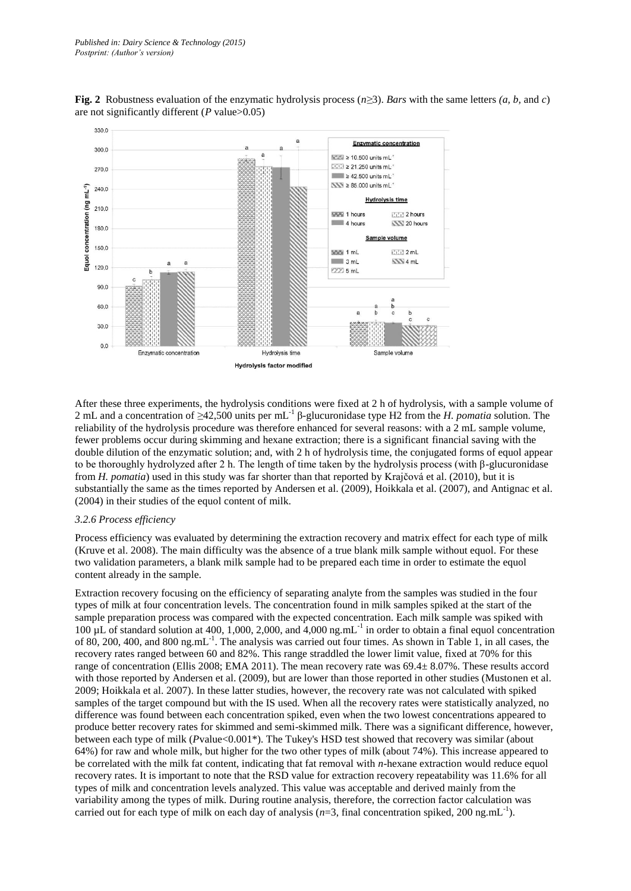**Fig. 2** Robustness evaluation of the enzymatic hydrolysis process ($n \geq 3$). *Bars* with the same letters *(a, b,* and *c*) are not significantly different (*P* value>0.05)

After these three experiments, the hydrolysis conditions were fixed at 2 h of hydrolysis, with a sample volume of 2 mL and a concentration of ≥42,500 units per mL$^{-1}$ β-glucuronidase type H2 from the *H. pomatia* solution. The reliability of the hydrolysis procedure was therefore enhanced for several reasons: with a 2 mL sample volume, fewer problems occur during skimming and hexane extraction; there is a significant financial saving with the double dilution of the enzymatic solution; and, with 2 h of hydrolysis time, the conjugated forms of equol appear to be thoroughly hydrolyzed after 2 h. The length of time taken by the hydrolysis process (with β-glucuronidase from *H. pomatia*) used in this study was far shorter than that reported by Krajčová et al. (2010), but it is substantially the same as the times reported by Andersen et al. (2009), Hoikkala et al. (2007), and Antignac et al. (2004) in their studies of the equol content of milk.

### 3.2.6 Process efficiency

Process efficiency was evaluated by determining the extraction recovery and matrix effect for each type of milk (Kruve et al. 2008). The main difficulty was the absence of a true blank milk sample without equol. For these two validation parameters, a blank milk sample had to be prepared each time in order to estimate the equol content already in the sample.

Extraction recovery focusing on the efficiency of separating analyte from the samples was studied in the four types of milk at four concentration levels. The concentration found in milk samples spiked at the start of the sample preparation process was compared with the expected concentration. Each milk sample was spiked with 100 µL of standard solution at 400, 1,000, 2,000, and 4,000 ng.mL$^{-1}$ in order to obtain a final equol concentration of 80, 200, 400, and 800 ng.mL$^{-1}$. The analysis was carried out four times. As shown in Table 1, in all cases, the recovery rates ranged between 60 and 82%. This range straddled the lower limit value, fixed at 70% for this range of concentration (Ellis 2008; EMA 2011). The mean recovery rate was 69.4± 8.07%. These results accord with those reported by Andersen et al. (2009), but are lower than those reported in other studies (Mustonen et al. 2009; Hoikkala et al. 2007). In these latter studies, however, the recovery rate was not calculated with spiked samples of the target compound but with the IS used. When all the recovery rates were statistically analyzed, no difference was found between each concentration spiked, even when the two lowest concentrations appeared to produce better recovery rates for skimmed and semi-skimmed milk. There was a significant difference, however, between each type of milk (*P*value<0.001*). The Tukey's HSD test showed that recovery was similar (about 64%) for raw and whole milk, but higher for the two other types of milk (about 74%). This increase appeared to be correlated with the milk fat content, indicating that fat removal with *n*-hexane extraction would reduce equol recovery rates. It is important to note that the RSD value for extraction recovery repeatability was 11.6% for all types of milk and concentration levels analyzed. This value was acceptable and derived mainly from the variability among the types of milk. During routine analysis, therefore, the correction factor calculation was carried out for each type of milk on each day of analysis ($n$=3, final concentration spiked, 200 ng.mL$^{-1}$).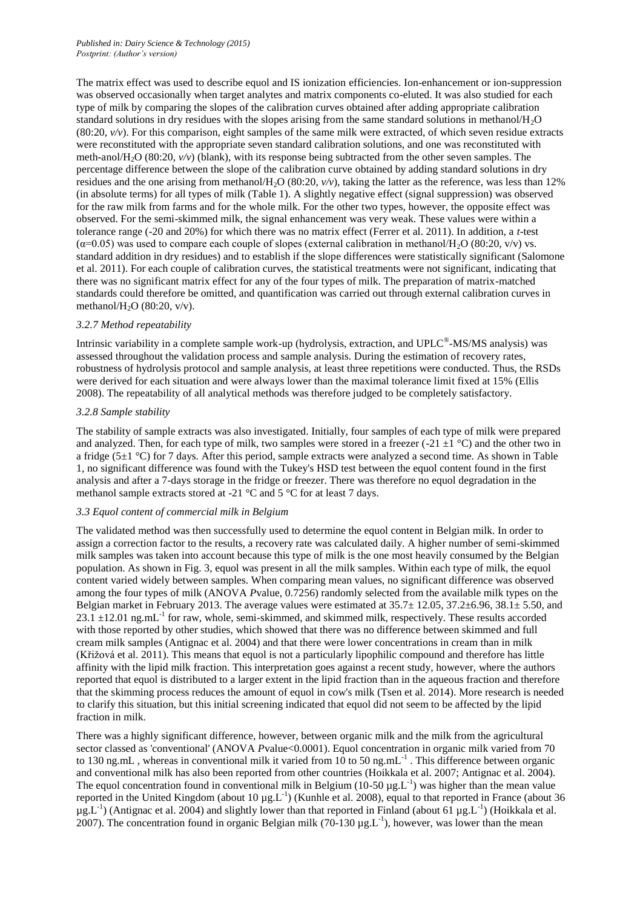The matrix effect was used to describe equol and IS ionization efficiencies. Ion-enhancement or ion-suppression was observed occasionally when target analytes and matrix components co-eluted. It was also studied for each type of milk by comparing the slopes of the calibration curves obtained after adding appropriate calibration standard solutions in dry residues with the slopes arising from the same standard solutions in methanol/$H_2O$ (80:20, *v/v*). For this comparison, eight samples of the same milk were extracted, of which seven residue extracts were reconstituted with the appropriate seven standard calibration solutions, and one was reconstituted with meth-anol/$H_2O$ (80:20, *v/v*) (blank), with its response being subtracted from the other seven samples. The percentage difference between the slope of the calibration curve obtained by adding standard solutions in dry residues and the one arising from methanol/$H_2O$ (80:20, *v/v*), taking the latter as the reference, was less than 12% (in absolute terms) for all types of milk (Table 1). A slightly negative effect (signal suppression) was observed for the raw milk from farms and for the whole milk. For the other two types, however, the opposite effect was observed. For the semi-skimmed milk, the signal enhancement was very weak. These values were within a tolerance range (-20 and 20%) for which there was no matrix effect (Ferrer et al. 2011). In addition, a *t*-test ($\alpha$=0.05) was used to compare each couple of slopes (external calibration in methanol/$H_2O$ (80:20, v/v) vs. standard addition in dry residues) and to establish if the slope differences were statistically significant (Salomone et al. 2011). For each couple of calibration curves, the statistical treatments were not significant, indicating that there was no significant matrix effect for any of the four types of milk. The preparation of matrix-matched standards could therefore be omitted, and quantification was carried out through external calibration curves in methanol/$H_2O$ (80:20, v/v).

### *3.2.7 Method repeatability*

Intrinsic variability in a complete sample work-up (hydrolysis, extraction, and UPLC®-MS/MS analysis) was assessed throughout the validation process and sample analysis. During the estimation of recovery rates, robustness of hydrolysis protocol and sample analysis, at least three repetitions were conducted. Thus, the RSDs were derived for each situation and were always lower than the maximal tolerance limit fixed at 15% (Ellis 2008). The repeatability of all analytical methods was therefore judged to be completely satisfactory.

### *3.2.8 Sample stability*

The stability of sample extracts was also investigated. Initially, four samples of each type of milk were prepared and analyzed. Then, for each type of milk, two samples were stored in a freezer (-21 ±1 °C) and the other two in a fridge (5±1 °C) for 7 days. After this period, sample extracts were analyzed a second time. As shown in Table 1, no significant difference was found with the Tukey's HSD test between the equol content found in the first analysis and after a 7-days storage in the fridge or freezer. There was therefore no equol degradation in the methanol sample extracts stored at -21 °C and 5 °C for at least 7 days.

### *3.3 Equol content of commercial milk in Belgium*

The validated method was then successfully used to determine the equol content in Belgian milk. In order to assign a correction factor to the results, a recovery rate was calculated daily. A higher number of semi-skimmed milk samples was taken into account because this type of milk is the one most heavily consumed by the Belgian population. As shown in Fig. 3, equol was present in all the milk samples. Within each type of milk, the equol content varied widely between samples. When comparing mean values, no significant difference was observed among the four types of milk (ANOVA *P*value, 0.7256) randomly selected from the available milk types on the Belgian market in February 2013. The average values were estimated at 35.7± 12.05, 37.2±6.96, 38.1± 5.50, and 23.1 ±12.01 ng.mL$^{-1}$ for raw, whole, semi-skimmed, and skimmed milk, respectively. These results accorded with those reported by other studies, which showed that there was no difference between skimmed and full cream milk samples (Antignac et al. 2004) and that there were lower concentrations in cream than in milk (Křížová et al. 2011). This means that equol is not a particularly lipophilic compound and therefore has little affinity with the lipid milk fraction. This interpretation goes against a recent study, however, where the authors reported that equol is distributed to a larger extent in the lipid fraction than in the aqueous fraction and therefore that the skimming process reduces the amount of equol in cow's milk (Tsen et al. 2014). More research is needed to clarify this situation, but this initial screening indicated that equol did not seem to be affected by the lipid fraction in milk.

There was a highly significant difference, however, between organic milk and the milk from the agricultural sector classed as 'conventional' (ANOVA *P*value<0.0001). Equol concentration in organic milk varied from 70 to 130 ng.mL , whereas in conventional milk it varied from 10 to 50 ng.mL$^{-1}$ . This difference between organic and conventional milk has also been reported from other countries (Hoikkala et al. 2007; Antignac et al. 2004). The equol concentration found in conventional milk in Belgium (10-50 µg.L$^{-1}$) was higher than the mean value reported in the United Kingdom (about 10 µg.L$^{-1}$) (Kunhle et al. 2008), equal to that reported in France (about 36 µg.L$^{-1}$) (Antignac et al. 2004) and slightly lower than that reported in Finland (about 61 µg.L$^{-1}$) (Hoikkala et al. 2007). The concentration found in organic Belgian milk (70-130 µg.L$^{-1}$), however, was lower than the mean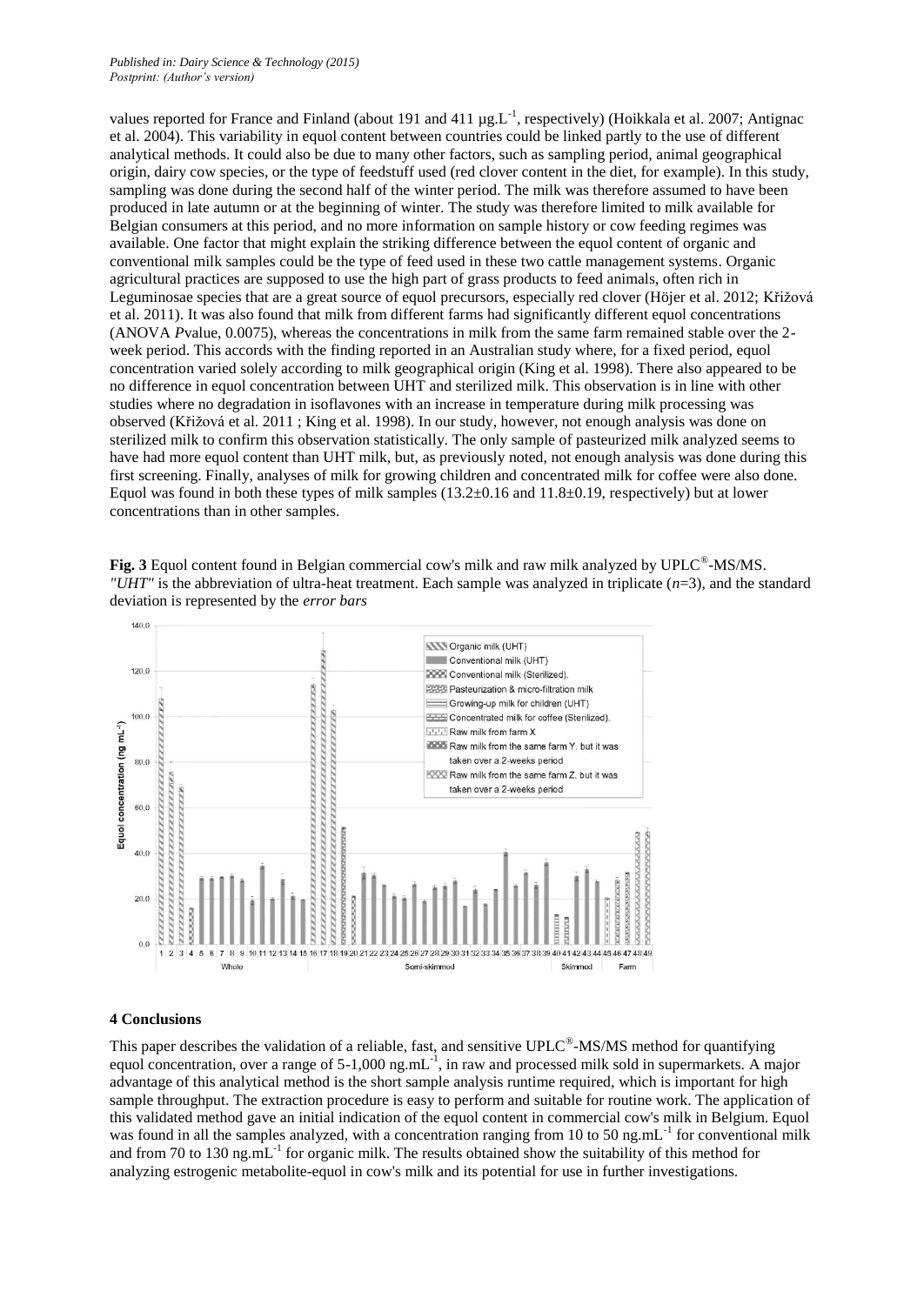values reported for France and Finland (about 191 and 411 µg.L$^{-1}$, respectively) (Hoikkala et al. 2007; Antignac et al. 2004). This variability in equol content between countries could be linked partly to the use of different analytical methods. It could also be due to many other factors, such as sampling period, animal geographical origin, dairy cow species, or the type of feedstuff used (red clover content in the diet, for example). In this study, sampling was done during the second half of the winter period. The milk was therefore assumed to have been produced in late autumn or at the beginning of winter. The study was therefore limited to milk available for Belgian consumers at this period, and no more information on sample history or cow feeding regimes was available. One factor that might explain the striking difference between the equol content of organic and conventional milk samples could be the type of feed used in these two cattle management systems. Organic agricultural practices are supposed to use the high part of grass products to feed animals, often rich in Leguminosae species that are a great source of equol precursors, especially red clover (Höjer et al. 2012; Křižová et al. 2011). It was also found that milk from different farms had significantly different equol concentrations (ANOVA *P*value, 0.0075), whereas the concentrations in milk from the same farm remained stable over the 2-week period. This accords with the finding reported in an Australian study where, for a fixed period, equol concentration varied solely according to milk geographical origin (King et al. 1998). There also appeared to be no difference in equol concentration between UHT and sterilized milk. This observation is in line with other studies where no degradation in isoflavones with an increase in temperature during milk processing was observed (Křižová et al. 2011 ; King et al. 1998). In our study, however, not enough analysis was done on sterilized milk to confirm this observation statistically. The only sample of pasteurized milk analyzed seems to have had more equol content than UHT milk, but, as previously noted, not enough analysis was done during this first screening. Finally, analyses of milk for growing children and concentrated milk for coffee were also done. Equol was found in both these types of milk samples (13.2±0.16 and 11.8±0.19, respectively) but at lower concentrations than in other samples.

**Fig. 3** Equol content found in Belgian commercial cow's milk and raw milk analyzed by UPLC®-MS/MS. *"UHT"* is the abbreviation of ultra-heat treatment. Each sample was analyzed in triplicate (*n*=3), and the standard deviation is represented by the *error bars*

## 4 Conclusions

This paper describes the validation of a reliable, fast, and sensitive UPLC®-MS/MS method for quantifying equol concentration, over a range of 5-1,000 ng.mL$^{-1}$, in raw and processed milk sold in supermarkets. A major advantage of this analytical method is the short sample analysis runtime required, which is important for high sample throughput. The extraction procedure is easy to perform and suitable for routine work. The application of this validated method gave an initial indication of the equol content in commercial cow's milk in Belgium. Equol was found in all the samples analyzed, with a concentration ranging from 10 to 50 ng.mL$^{-1}$ for conventional milk and from 70 to 130 ng.mL$^{-1}$ for organic milk. The results obtained show the suitability of this method for analyzing estrogenic metabolite-equol in cow's milk and its potential for use in further investigations.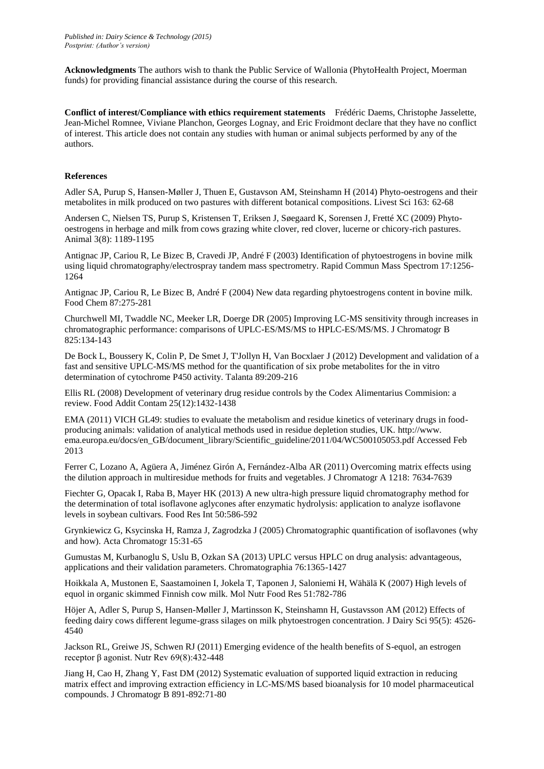**Acknowledgments** The authors wish to thank the Public Service of Wallonia (PhytoHealth Project, Moerman funds) for providing financial assistance during the course of this research.

**Conflict of interest/Compliance with ethics requirement statements** Frédéric Daems, Christophe Jasselette, Jean-Michel Romnee, Viviane Planchon, Georges Lognay, and Eric Froidmont declare that they have no conflict of interest. This article does not contain any studies with human or animal subjects performed by any of the authors.

**References**

Adler SA, Purup S, Hansen-Møller J, Thuen E, Gustavson AM, Steinshamn H (2014) Phyto-oestrogens and their metabolites in milk produced on two pastures with different botanical compositions. Livest Sci 163: 62-68

Andersen C, Nielsen TS, Purup S, Kristensen T, Eriksen J, Søegaard K, Sorensen J, Fretté XC (2009) Phyto-oestrogens in herbage and milk from cows grazing white clover, red clover, lucerne or chicory-rich pastures. Animal 3(8): 1189-1195

Antignac JP, Cariou R, Le Bizec B, Cravedi JP, André F (2003) Identification of phytoestrogens in bovine milk using liquid chromatography/electrospray tandem mass spectrometry. Rapid Commun Mass Spectrom 17:1256-1264

Antignac JP, Cariou R, Le Bizec B, André F (2004) New data regarding phytoestrogens content in bovine milk. Food Chem 87:275-281

Churchwell MI, Twaddle NC, Meeker LR, Doerge DR (2005) Improving LC-MS sensitivity through increases in chromatographic performance: comparisons of UPLC-ES/MS/MS to HPLC-ES/MS/MS. J Chromatogr B 825:134-143

De Bock L, Boussery K, Colin P, De Smet J, T'Jollyn H, Van Bocxlaer J (2012) Development and validation of a fast and sensitive UPLC-MS/MS method for the quantification of six probe metabolites for the in vitro determination of cytochrome P450 activity. Talanta 89:209-216

Ellis RL (2008) Development of veterinary drug residue controls by the Codex Alimentarius Commision: a review. Food Addit Contam 25(12):1432-1438

EMA (2011) VICH GL49: studies to evaluate the metabolism and residue kinetics of veterinary drugs in food-producing animals: validation of analytical methods used in residue depletion studies, UK. http://www.ema.europa.eu/docs/en_GB/document_library/Scientific_guideline/2011/04/WC500105053.pdf Accessed Feb 2013

Ferrer C, Lozano A, Agüera A, Jiménez Girón A, Fernández-Alba AR (2011) Overcoming matrix effects using the dilution approach in multiresidue methods for fruits and vegetables. J Chromatogr A 1218: 7634-7639

Fiechter G, Opacak I, Raba B, Mayer HK (2013) A new ultra-high pressure liquid chromatography method for the determination of total isoflavone aglycones after enzymatic hydrolysis: application to analyze isoflavone levels in soybean cultivars. Food Res Int 50:586-592

Grynkiewicz G, Ksycinska H, Ramza J, Zagrodzka J (2005) Chromatographic quantification of isoflavones (why and how). Acta Chromatogr 15:31-65

Gumustas M, Kurbanoglu S, Uslu B, Ozkan SA (2013) UPLC versus HPLC on drug analysis: advantageous, applications and their validation parameters. Chromatographia 76:1365-1427

Hoikkala A, Mustonen E, Saastamoinen I, Jokela T, Taponen J, Saloniemi H, Wähälä K (2007) High levels of equol in organic skimmed Finnish cow milk. Mol Nutr Food Res 51:782-786

Höjer A, Adler S, Purup S, Hansen-Møller J, Martinsson K, Steinshamn H, Gustavsson AM (2012) Effects of feeding dairy cows different legume-grass silages on milk phytoestrogen concentration. J Dairy Sci 95(5): 4526-4540

Jackson RL, Greiwe JS, Schwen RJ (2011) Emerging evidence of the health benefits of S-equol, an estrogen receptor β agonist. Nutr Rev 69(8):432-448

Jiang H, Cao H, Zhang Y, Fast DM (2012) Systematic evaluation of supported liquid extraction in reducing matrix effect and improving extraction efficiency in LC-MS/MS based bioanalysis for 10 model pharmaceutical compounds. J Chromatogr B 891-892:71-80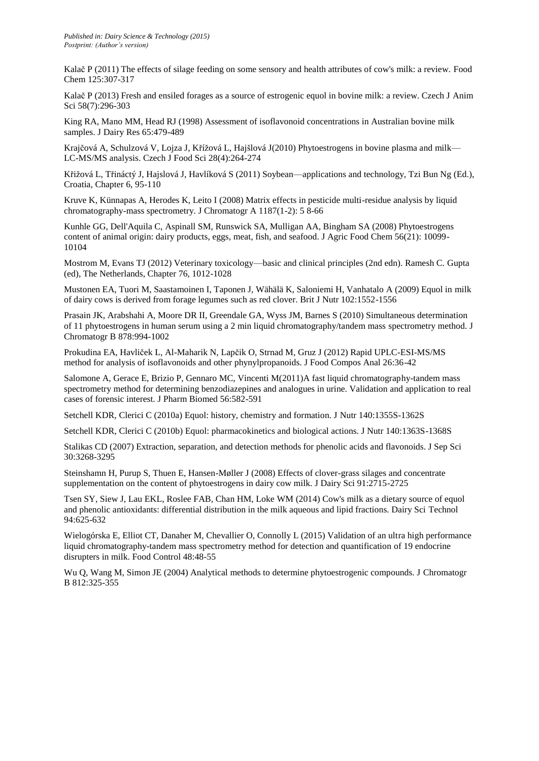Kalač P (2011) The effects of silage feeding on some sensory and health attributes of cow's milk: a review. Food Chem 125:307-317

Kalač P (2013) Fresh and ensiled forages as a source of estrogenic equol in bovine milk: a review. Czech J Anim Sci 58(7):296-303

King RA, Mano MM, Head RJ (1998) Assessment of isoflavonoid concentrations in Australian bovine milk samples. J Dairy Res 65:479-489

Krajčová A, Schulzová V, Lojza J, Křížová L, Hajšlová J(2010) Phytoestrogens in bovine plasma and milk—LC-MS/MS analysis. Czech J Food Sci 28(4):264-274

Křižová L, Třináctý J, Hajslová J, Havlíková S (2011) Soybean—applications and technology, Tzi Bun Ng (Ed.), Croatia, Chapter 6, 95-110

Kruve K, Künnapas A, Herodes K, Leito I (2008) Matrix effects in pesticide multi-residue analysis by liquid chromatography-mass spectrometry. J Chromatogr A 1187(1-2): 5 8-66

Kunhle GG, Dell'Aquila C, Aspinall SM, Runswick SA, Mulligan AA, Bingham SA (2008) Phytoestrogens content of animal origin: dairy products, eggs, meat, fish, and seafood. J Agric Food Chem 56(21): 10099-10104

Mostrom M, Evans TJ (2012) Veterinary toxicology—basic and clinical principles (2nd edn). Ramesh C. Gupta (ed), The Netherlands, Chapter 76, 1012-1028

Mustonen EA, Tuori M, Saastamoinen I, Taponen J, Wähälä K, Saloniemi H, Vanhatalo A (2009) Equol in milk of dairy cows is derived from forage legumes such as red clover. Brit J Nutr 102:1552-1556

Prasain JK, Arabshahi A, Moore DR II, Greendale GA, Wyss JM, Barnes S (2010) Simultaneous determination of 11 phytoestrogens in human serum using a 2 min liquid chromatography/tandem mass spectrometry method. J Chromatogr B 878:994-1002

Prokudina EA, Havliček L, Al-Maharik N, Lapčik O, Strnad M, Gruz J (2012) Rapid UPLC-ESI-MS/MS method for analysis of isoflavonoids and other phynylpropanoids. J Food Compos Anal 26:36-42

Salomone A, Gerace E, Brizio P, Gennaro MC, Vincenti M(2011)A fast liquid chromatography-tandem mass spectrometry method for determining benzodiazepines and analogues in urine. Validation and application to real cases of forensic interest. J Pharm Biomed 56:582-591

Setchell KDR, Clerici C (2010a) Equol: history, chemistry and formation. J Nutr 140:1355S-1362S

Setchell KDR, Clerici C (2010b) Equol: pharmacokinetics and biological actions. J Nutr 140:1363S-1368S

Stalikas CD (2007) Extraction, separation, and detection methods for phenolic acids and flavonoids. J Sep Sci 30:3268-3295

Steinshamn H, Purup S, Thuen E, Hansen-Møller J (2008) Effects of clover-grass silages and concentrate supplementation on the content of phytoestrogens in dairy cow milk. J Dairy Sci 91:2715-2725

Tsen SY, Siew J, Lau EKL, Roslee FAB, Chan HM, Loke WM (2014) Cow's milk as a dietary source of equol and phenolic antioxidants: differential distribution in the milk aqueous and lipid fractions. Dairy Sci Technol 94:625-632

Wielogórska E, Elliot CT, Danaher M, Chevallier O, Connolly L (2015) Validation of an ultra high performance liquid chromatography-tandem mass spectrometry method for detection and quantification of 19 endocrine disrupters in milk. Food Control 48:48-55

Wu Q, Wang M, Simon JE (2004) Analytical methods to determine phytoestrogenic compounds. J Chromatogr B 812:325-355